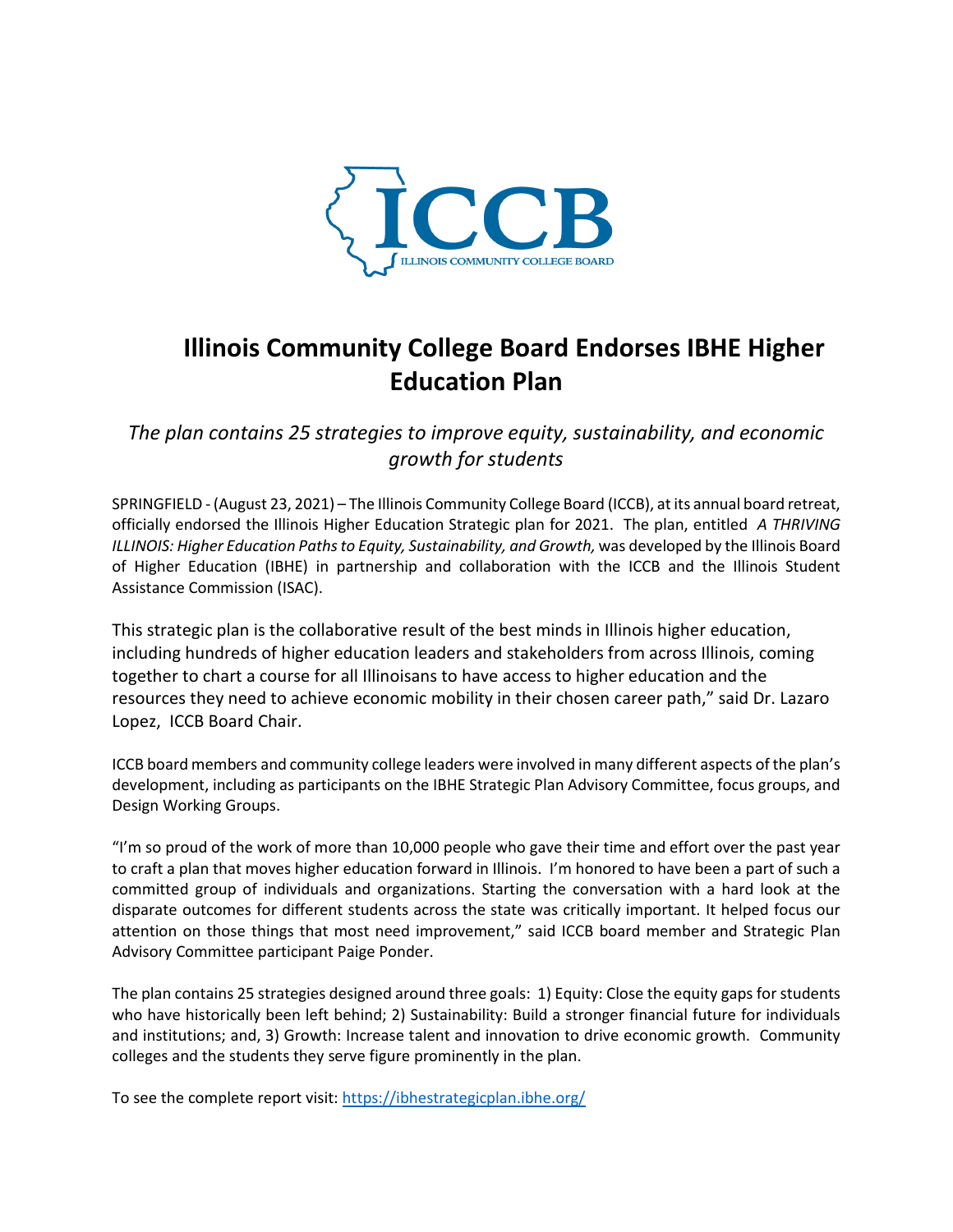# Illinois Community College Board Endorses IBHE Higher Education Plan

*The plan contains 25 strategies to improve equity, sustainability, and economic growth for students*

SPRINGFIELD - (August 23, 2021) – The Illinois Community College Board (ICCB), at its annual board retreat, officially endorsed the Illinois Higher Education Strategic plan for 2021. The plan, entitled *A THRIVING ILLINOIS: Higher Education Paths to Equity, Sustainability, and Growth,* was developed by the Illinois Board of Higher Education (IBHE) in partnership and collaboration with the ICCB and the Illinois Student Assistance Commission (ISAC).

This strategic plan is the collaborative result of the best minds in Illinois higher education, including hundreds of higher education leaders and stakeholders from across Illinois, coming together to chart a course for all Illinoisans to have access to higher education and the resources they need to achieve economic mobility in their chosen career path," said Dr. Lazaro Lopez, ICCB Board Chair.

ICCB board members and community college leaders were involved in many different aspects of the plan's development, including as participants on the IBHE Strategic Plan Advisory Committee, focus groups, and Design Working Groups.

"I'm so proud of the work of more than 10,000 people who gave their time and effort over the past year to craft a plan that moves higher education forward in Illinois. I'm honored to have been a part of such a committed group of individuals and organizations. Starting the conversation with a hard look at the disparate outcomes for different students across the state was critically important. It helped focus our attention on those things that most need improvement," said ICCB board member and Strategic Plan Advisory Committee participant Paige Ponder.

The plan contains 25 strategies designed around three goals: 1) Equity: Close the equity gaps for students who have historically been left behind; 2) Sustainability: Build a stronger financial future for individuals and institutions; and, 3) Growth: Increase talent and innovation to drive economic growth. Community colleges and the students they serve figure prominently in the plan.

To see the complete report visit: https://ibhestrategicplan.ibhe.org/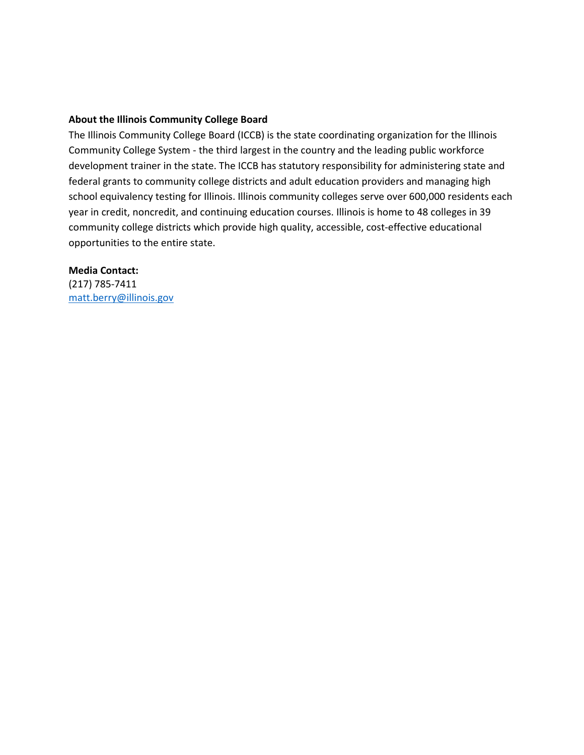**About the Illinois Community College Board**

The Illinois Community College Board (ICCB) is the state coordinating organization for the Illinois Community College System - the third largest in the country and the leading public workforce development trainer in the state. The ICCB has statutory responsibility for administering state and federal grants to community college districts and adult education providers and managing high school equivalency testing for Illinois. Illinois community colleges serve over 600,000 residents each year in credit, noncredit, and continuing education courses. Illinois is home to 48 colleges in 39 community college districts which provide high quality, accessible, cost-effective educational opportunities to the entire state.

**Media Contact:**
(217) 785-7411
matt.berry@illinois.gov